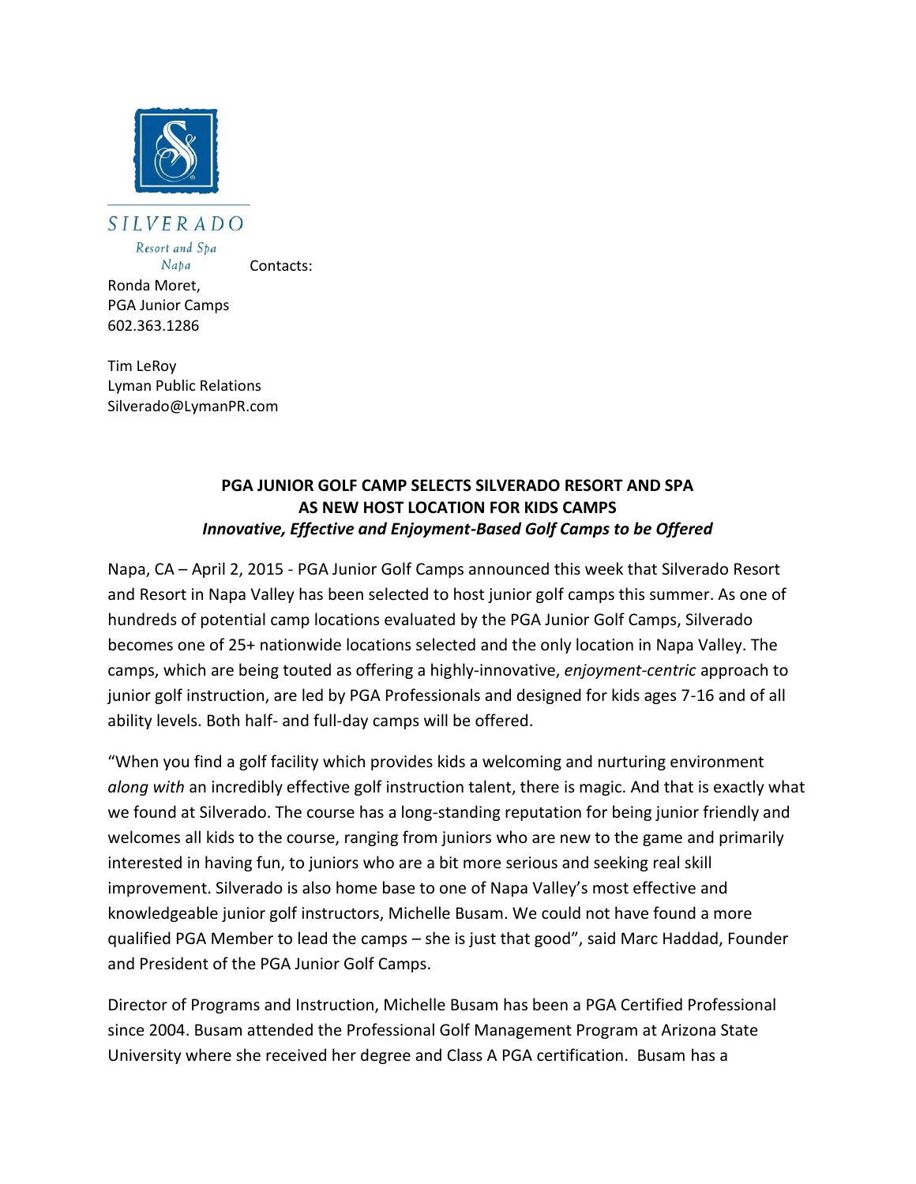SILVERADO

Resort and Spa

Napa

Contacts:

Ronda Moret,
PGA Junior Camps
602.363.1286

Tim LeRoy
Lyman Public Relations
Silverado@LymanPR.com

**PGA JUNIOR GOLF CAMP SELECTS SILVERADO RESORT AND SPA AS NEW HOST LOCATION FOR KIDS CAMPS**

***Innovative, Effective and Enjoyment-Based Golf Camps to be Offered***

Napa, CA – April 2, 2015 - PGA Junior Golf Camps announced this week that Silverado Resort and Resort in Napa Valley has been selected to host junior golf camps this summer. As one of hundreds of potential camp locations evaluated by the PGA Junior Golf Camps, Silverado becomes one of 25+ nationwide locations selected and the only location in Napa Valley. The camps, which are being touted as offering a highly-innovative, *enjoyment-centric* approach to junior golf instruction, are led by PGA Professionals and designed for kids ages 7-16 and of all ability levels. Both half- and full-day camps will be offered.

"When you find a golf facility which provides kids a welcoming and nurturing environment *along with* an incredibly effective golf instruction talent, there is magic. And that is exactly what we found at Silverado. The course has a long-standing reputation for being junior friendly and welcomes all kids to the course, ranging from juniors who are new to the game and primarily interested in having fun, to juniors who are a bit more serious and seeking real skill improvement. Silverado is also home base to one of Napa Valley's most effective and knowledgeable junior golf instructors, Michelle Busam. We could not have found a more qualified PGA Member to lead the camps – she is just that good", said Marc Haddad, Founder and President of the PGA Junior Golf Camps.

Director of Programs and Instruction, Michelle Busam has been a PGA Certified Professional since 2004. Busam attended the Professional Golf Management Program at Arizona State University where she received her degree and Class A PGA certification. Busam has a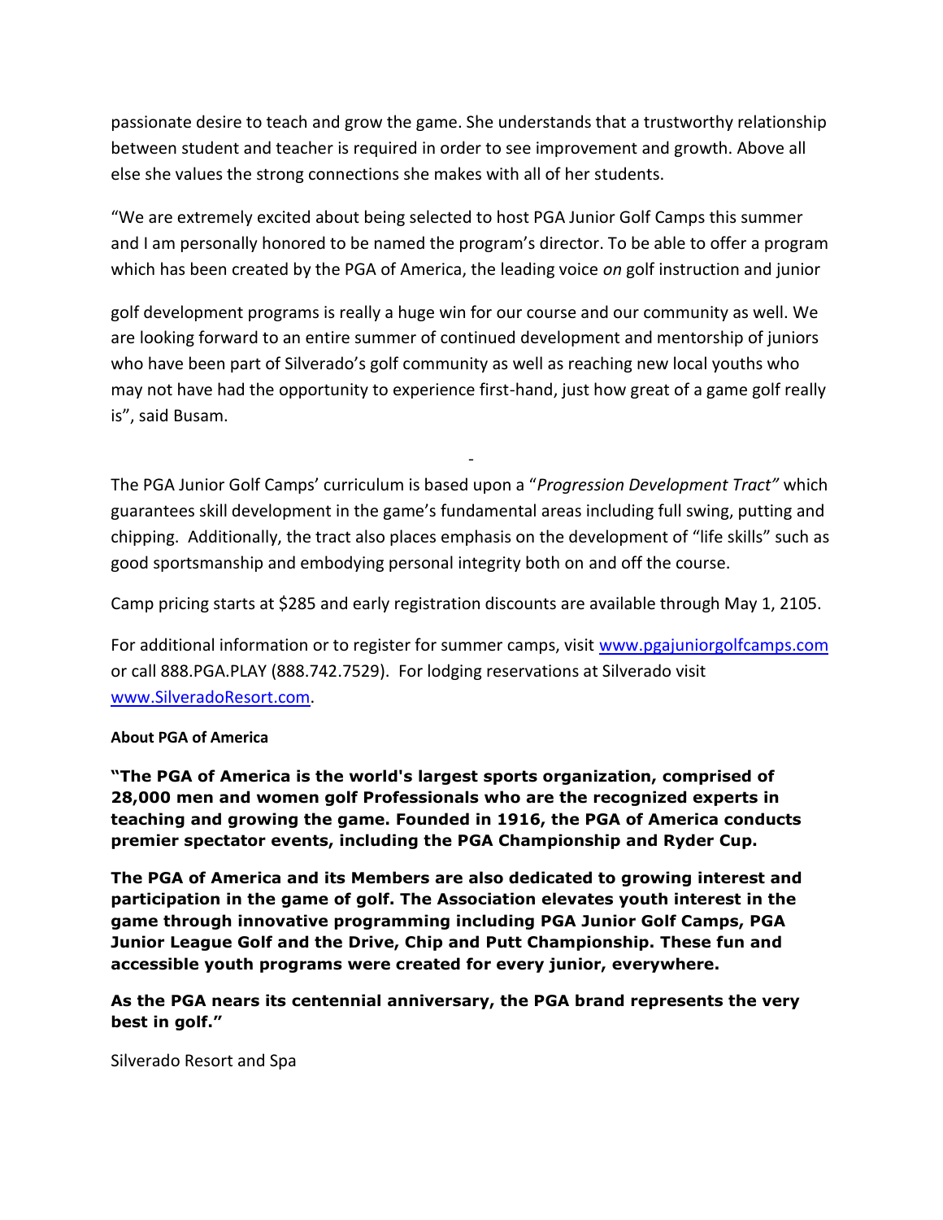passionate desire to teach and grow the game. She understands that a trustworthy relationship between student and teacher is required in order to see improvement and growth. Above all else she values the strong connections she makes with all of her students.

"We are extremely excited about being selected to host PGA Junior Golf Camps this summer and I am personally honored to be named the program's director. To be able to offer a program which has been created by the PGA of America, the leading voice *on* golf instruction and junior golf development programs is really a huge win for our course and our community as well. We are looking forward to an entire summer of continued development and mentorship of juniors who have been part of Silverado's golf community as well as reaching new local youths who may not have had the opportunity to experience first-hand, just how great of a game golf really is", said Busam.

-

The PGA Junior Golf Camps' curriculum is based upon a "*Progression Development Tract"* which guarantees skill development in the game's fundamental areas including full swing, putting and chipping. Additionally, the tract also places emphasis on the development of "life skills" such as good sportsmanship and embodying personal integrity both on and off the course.

Camp pricing starts at $285 and early registration discounts are available through May 1, 2105.

For additional information or to register for summer camps, visit www.pgajuniorgolfcamps.com or call 888.PGA.PLAY (888.742.7529). For lodging reservations at Silverado visit www.SilveradoResort.com.

**About PGA of America**

**"The PGA of America is the world's largest sports organization, comprised of 28,000 men and women golf Professionals who are the recognized experts in teaching and growing the game. Founded in 1916, the PGA of America conducts premier spectator events, including the PGA Championship and Ryder Cup.**

**The PGA of America and its Members are also dedicated to growing interest and participation in the game of golf. The Association elevates youth interest in the game through innovative programming including PGA Junior Golf Camps, PGA Junior League Golf and the Drive, Chip and Putt Championship. These fun and accessible youth programs were created for every junior, everywhere.**

**As the PGA nears its centennial anniversary, the PGA brand represents the very best in golf."**

Silverado Resort and Spa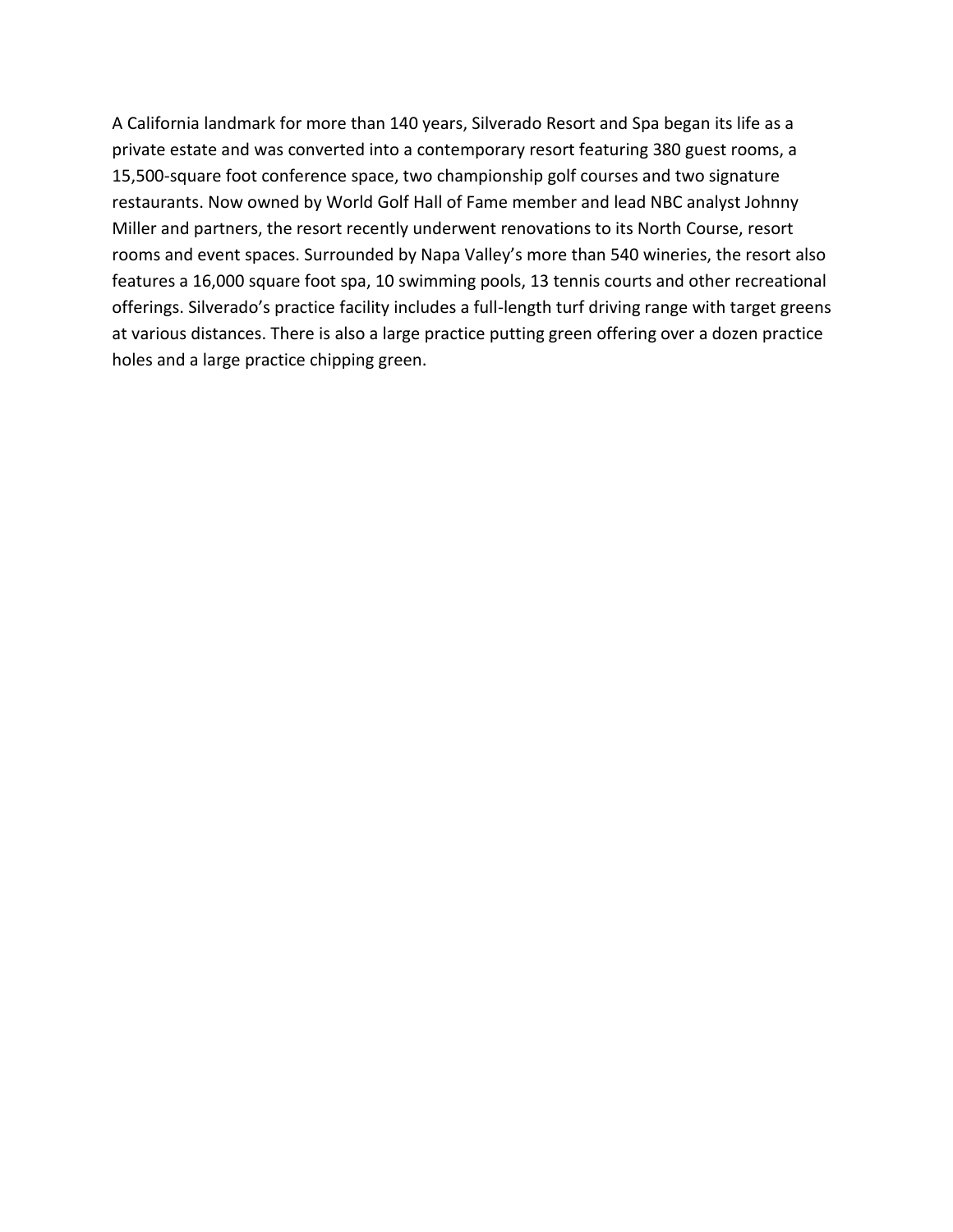A California landmark for more than 140 years, Silverado Resort and Spa began its life as a private estate and was converted into a contemporary resort featuring 380 guest rooms, a 15,500-square foot conference space, two championship golf courses and two signature restaurants. Now owned by World Golf Hall of Fame member and lead NBC analyst Johnny Miller and partners, the resort recently underwent renovations to its North Course, resort rooms and event spaces. Surrounded by Napa Valley's more than 540 wineries, the resort also features a 16,000 square foot spa, 10 swimming pools, 13 tennis courts and other recreational offerings. Silverado's practice facility includes a full-length turf driving range with target greens at various distances. There is also a large practice putting green offering over a dozen practice holes and a large practice chipping green.